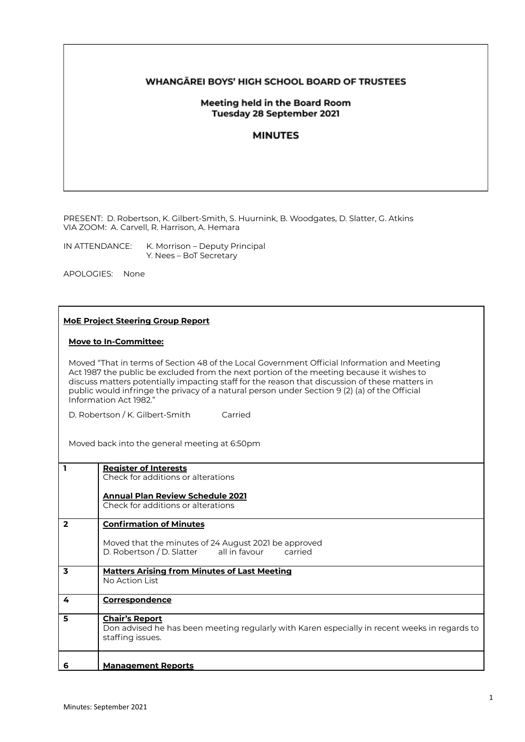# WHANGĀREI BOYS' HIGH SCHOOL BOARD OF TRUSTEES

## Meeting held in the Board Room
## Tuesday 28 September 2021

## MINUTES

PRESENT: D. Robertson, K. Gilbert-Smith, S. Huurnink, B. Woodgates, D. Slatter, G. Atkins
VIA ZOOM: A. Carvell, R. Harrison, A. Hemara

IN ATTENDANCE: K. Morrison – Deputy Principal
Y. Nees – BoT Secretary

APOLOGIES: None

**MoE Project Steering Group Report**

**Move to In-Committee:**

Moved "That in terms of Section 48 of the Local Government Official Information and Meeting Act 1987 the public be excluded from the next portion of the meeting because it wishes to discuss matters potentially impacting staff for the reason that discussion of these matters in public would infringe the privacy of a natural person under Section 9 (2) (a) of the Official Information Act 1982."

D. Robertson / K. Gilbert-Smith Carried

Moved back into the general meeting at 6:50pm

| | |
|---|---|
| 1 | **Register of Interests**<br>Check for additions or alterations<br><br>**Annual Plan Review Schedule 2021**<br>Check for additions or alterations |
| 2 | **Confirmation of Minutes**<br><br>Moved that the minutes of 24 August 2021 be approved<br>D. Robertson / D. Slatter all in favour carried |
| 3 | **Matters Arising from Minutes of Last Meeting**<br>No Action List |
| 4 | **Correspondence** |
| 5 | **Chair's Report**<br>Don advised he has been meeting regularly with Karen especially in recent weeks in regards to staffing issues. |
| 6 | **Management Reports** |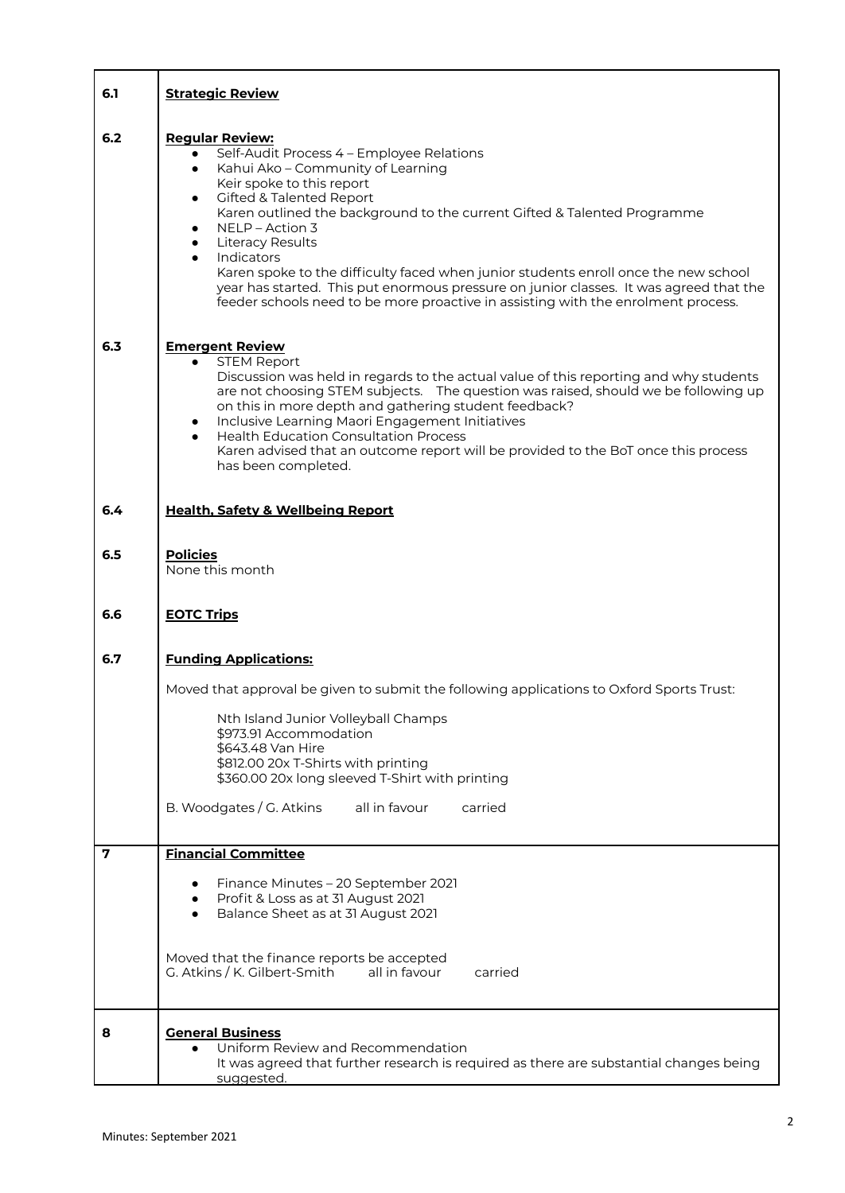| | |
|---|---|
| **6.1** | **Strategic Review** |
| **6.2** | **Regular Review:**<br>• Self-Audit Process 4 – Employee Relations<br>• Kahui Ako – Community of Learning<br>Keir spoke to this report<br>• Gifted & Talented Report<br>Karen outlined the background to the current Gifted & Talented Programme<br>• NELP – Action 3<br>• Literacy Results<br>• Indicators<br>Karen spoke to the difficulty faced when junior students enroll once the new school year has started. This put enormous pressure on junior classes. It was agreed that the feeder schools need to be more proactive in assisting with the enrolment process. |
| **6.3** | **Emergent Review**<br>• STEM Report<br>Discussion was held in regards to the actual value of this reporting and why students are not choosing STEM subjects. The question was raised, should we be following up on this in more depth and gathering student feedback?<br>• Inclusive Learning Maori Engagement Initiatives<br>• Health Education Consultation Process<br>Karen advised that an outcome report will be provided to the BoT once this process has been completed. |
| **6.4** | **Health, Safety & Wellbeing Report** |
| **6.5** | **Policies**<br>None this month |
| **6.6** | **EOTC Trips** |
| **6.7** | **Funding Applications:**<br><br>Moved that approval be given to submit the following applications to Oxford Sports Trust:<br><br>Nth Island Junior Volleyball Champs<br>$973.91 Accommodation<br>$643.48 Van Hire<br>$812.00 20x T-Shirts with printing<br>$360.00 20x long sleeved T-Shirt with printing<br><br>B. Woodgates / G. Atkins all in favour carried |
| **7** | **Financial Committee**<br><br>• Finance Minutes – 20 September 2021<br>• Profit & Loss as at 31 August 2021<br>• Balance Sheet as at 31 August 2021<br><br>Moved that the finance reports be accepted<br>G. Atkins / K. Gilbert-Smith all in favour carried |
| **8** | **General Business**<br>• Uniform Review and Recommendation<br>It was agreed that further research is required as there are substantial changes being suggested. |

Minutes: September 2021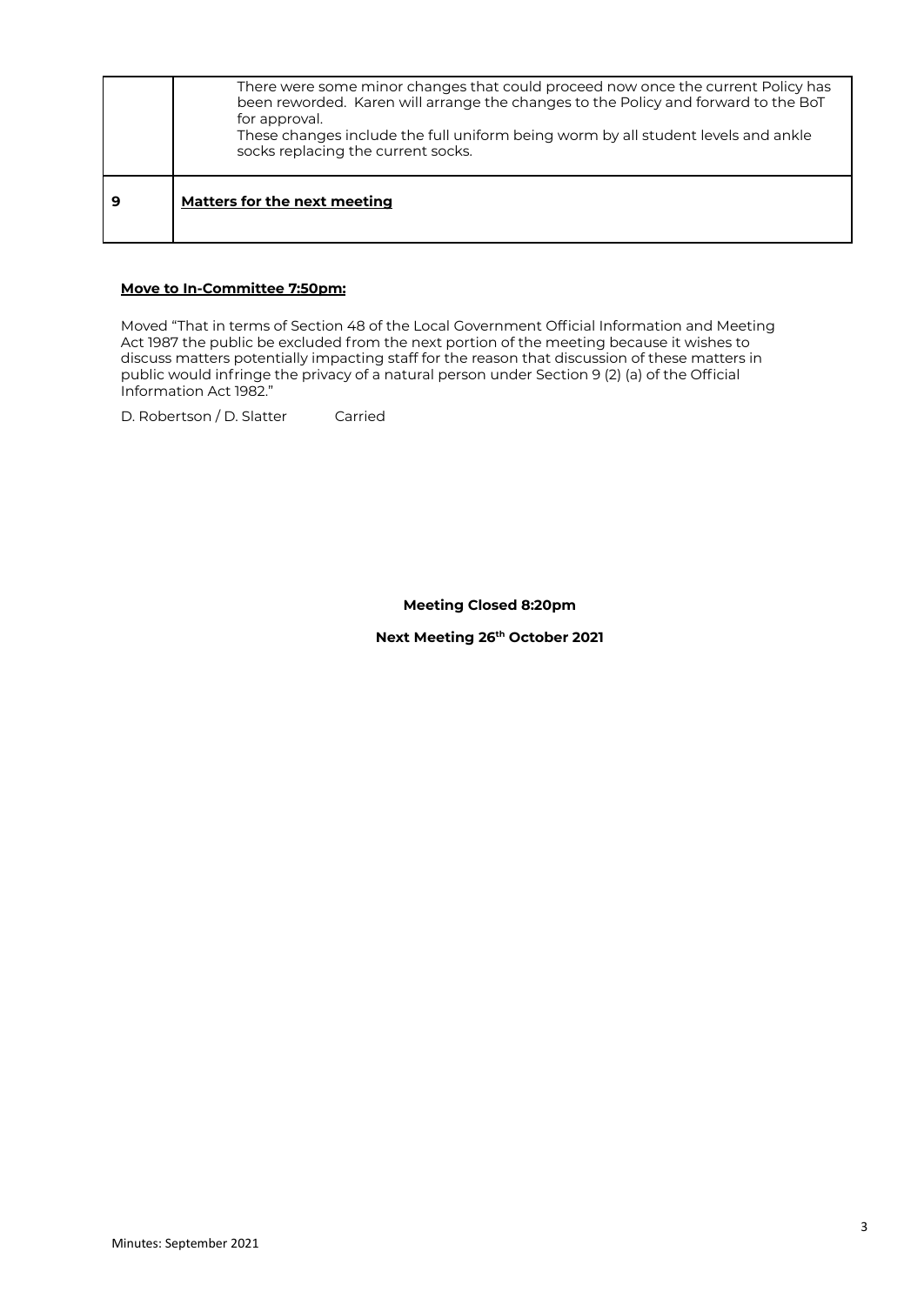| | |
|---|---|
| | There were some minor changes that could proceed now once the current Policy has been reworded. Karen will arrange the changes to the Policy and forward to the BoT for approval.<br>These changes include the full uniform being worm by all student levels and ankle socks replacing the current socks. |
| **9** | **Matters for the next meeting** |

**Move to In-Committee 7:50pm:**

Moved "That in terms of Section 48 of the Local Government Official Information and Meeting Act 1987 the public be excluded from the next portion of the meeting because it wishes to discuss matters potentially impacting staff for the reason that discussion of these matters in public would infringe the privacy of a natural person under Section 9 (2) (a) of the Official Information Act 1982."

D. Robertson / D. Slatter     Carried

**Meeting Closed 8:20pm**

**Next Meeting 26th October 2021**